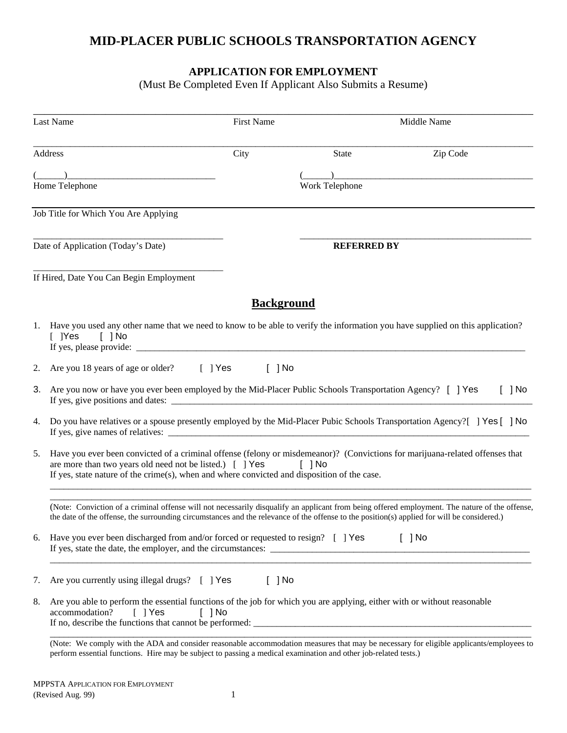# MID-PLACER PUBLIC SCHOOLS TRANSPORTATION AGENCY

## APPLICATION FOR EMPLOYMENT

(Must Be Completed Even If Applicant Also Submits a Resume)

Last Name _______________ First Name _______________ Middle Name _______________

Address _______________ City _______________ State _______________ Zip Code _______________

(______)_______________ Home Telephone

(______)_______________ Work Telephone

Job Title for Which You Are Applying _______________

_______________ Date of Application (Today's Date)

_______________ **REFERRED BY**

_______________ If Hired, Date You Can Begin Employment

## Background

1. Have you used any other name that we need to know to be able to verify the information you have supplied on this application? [ ]Yes [ ] No
   If yes, please provide: _______________

2. Are you 18 years of age or older? [ ] Yes [ ] No

3. Are you now or have you ever been employed by the Mid-Placer Public Schools Transportation Agency? [ ] Yes [ ] No
   If yes, give positions and dates: _______________

4. Do you have relatives or a spouse presently employed by the Mid-Placer Pubic Schools Transportation Agency?[ ] Yes [ ] No
   If yes, give names of relatives: _______________

5. Have you ever been convicted of a criminal offense (felony or misdemeanor)? (Convictions for marijuana-related offenses that are more than two years old need not be listed.) [ ] Yes [ ] No
   If yes, state nature of the crime(s), when and where convicted and disposition of the case.
   _______________
   _______________
   (Note: Conviction of a criminal offense will not necessarily disqualify an applicant from being offered employment. The nature of the offense, the date of the offense, the surrounding circumstances and the relevance of the offense to the position(s) applied for will be considered.)

6. Have you ever been discharged from and/or forced or requested to resign? [ ] Yes [ ] No
   If yes, state the date, the employer, and the circumstances: _______________
   _______________

7. Are you currently using illegal drugs? [ ] Yes [ ] No

8. Are you able to perform the essential functions of the job for which you are applying, either with or without reasonable accommodation? [ ] Yes [ ] No
   If no, describe the functions that cannot be performed: _______________
   _______________
   (Note: We comply with the ADA and consider reasonable accommodation measures that may be necessary for eligible applicants/employees to perform essential functions. Hire may be subject to passing a medical examination and other job-related tests.)

MPPSTA APPLICATION FOR EMPLOYMENT
(Revised Aug. 99)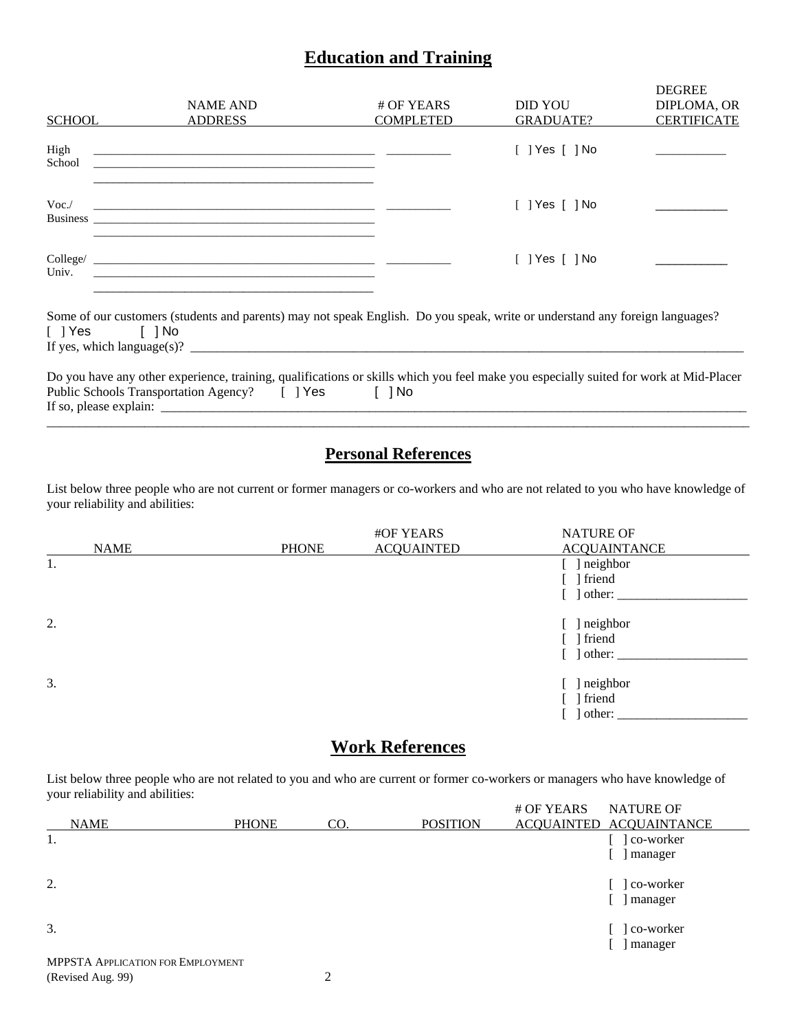## Education and Training

| SCHOOL | NAME AND ADDRESS | # OF YEARS COMPLETED | DID YOU GRADUATE? | DEGREE DIPLOMA, OR CERTIFICATE |
|---|---|---|---|---|
| High School | ___________ | ___________ | [ ] Yes [ ] No | ___________ |
| Voc./ Business | ___________ | ___________ | [ ] Yes [ ] No | ___________ |
| College/ Univ. | ___________ | ___________ | [ ] Yes [ ] No | ___________ |

Some of our customers (students and parents) may not speak English. Do you speak, write or understand any foreign languages?
[ ] Yes [ ] No
If yes, which language(s)? ______________________________________________

Do you have any other experience, training, qualifications or skills which you feel make you especially suited for work at Mid-Placer Public Schools Transportation Agency? [ ] Yes [ ] No
If so, please explain: ______________________________________________
______________________________________________

## Personal References

List below three people who are not current or former managers or co-workers and who are not related to you who have knowledge of your reliability and abilities:

| NAME | PHONE | #OF YEARS ACQUAINTED | NATURE OF ACQUAINTANCE |
|---|---|---|---|
| 1. | | | [ ] neighbor<br>[ ] friend<br>[ ] other: ____________ |
| 2. | | | [ ] neighbor<br>[ ] friend<br>[ ] other: ____________ |
| 3. | | | [ ] neighbor<br>[ ] friend<br>[ ] other: ____________ |

## Work References

List below three people who are not related to you and who are current or former co-workers or managers who have knowledge of your reliability and abilities:

| NAME | PHONE | CO. | POSITION | # OF YEARS ACQUAINTED | NATURE OF ACQUAINTANCE |
|---|---|---|---|---|---|
| 1. | | | | | [ ] co-worker<br>[ ] manager |
| 2. | | | | | [ ] co-worker<br>[ ] manager |
| 3. | | | | | [ ] co-worker<br>[ ] manager |

MPPSTA APPLICATION FOR EMPLOYMENT
(Revised Aug. 99)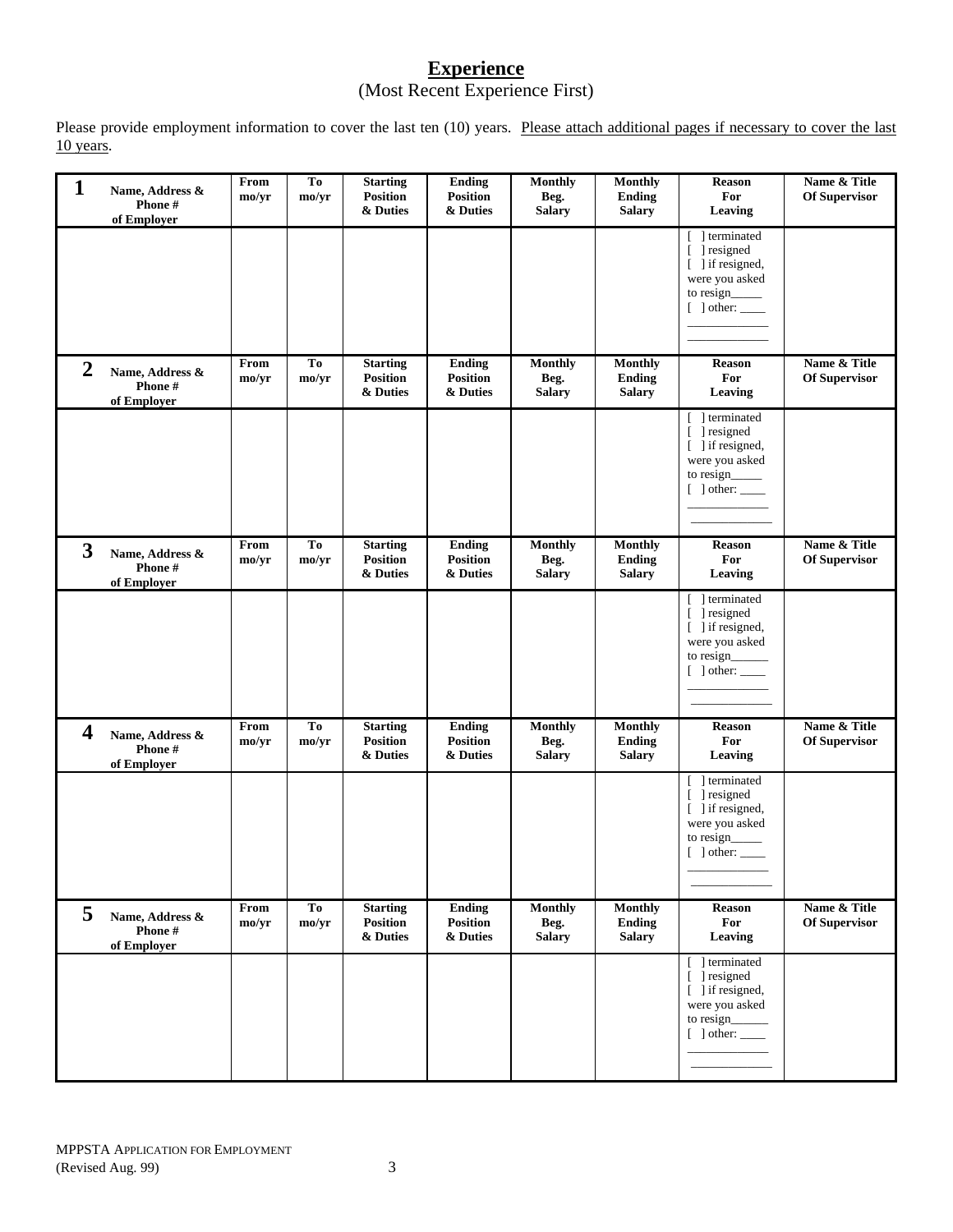## Experience

(Most Recent Experience First)

Please provide employment information to cover the last ten (10) years. Please attach additional pages if necessary to cover the last 10 years.

| 1 Name, Address & Phone # of Employer | From mo/yr | To mo/yr | Starting Position & Duties | Ending Position & Duties | Monthly Beg. Salary | Monthly Ending Salary | Reason For Leaving | Name & Title Of Supervisor |
|---|---|---|---|---|---|---|---|---|
| | | | | | | | [ ] terminated<br>[ ] resigned<br>[ ] if resigned, were you asked to resign_____<br>[ ] other: ____<br>____________<br>____________ | |
| **2 Name, Address & Phone # of Employer** | **From mo/yr** | **To mo/yr** | **Starting Position & Duties** | **Ending Position & Duties** | **Monthly Beg. Salary** | **Monthly Ending Salary** | **Reason For Leaving** | **Name & Title Of Supervisor** |
| | | | | | | | [ ] terminated<br>[ ] resigned<br>[ ] if resigned, were you asked to resign_____<br>[ ] other: ____<br>____________<br>____________ | |
| **3 Name, Address & Phone # of Employer** | **From mo/yr** | **To mo/yr** | **Starting Position & Duties** | **Ending Position & Duties** | **Monthly Beg. Salary** | **Monthly Ending Salary** | **Reason For Leaving** | **Name & Title Of Supervisor** |
| | | | | | | | [ ] terminated<br>[ ] resigned<br>[ ] if resigned, were you asked to resign______<br>[ ] other: ____<br>____________<br>____________ | |
| **4 Name, Address & Phone # of Employer** | **From mo/yr** | **To mo/yr** | **Starting Position & Duties** | **Ending Position & Duties** | **Monthly Beg. Salary** | **Monthly Ending Salary** | **Reason For Leaving** | **Name & Title Of Supervisor** |
| | | | | | | | [ ] terminated<br>[ ] resigned<br>[ ] if resigned, were you asked to resign_____<br>[ ] other: ____<br>____________<br>____________ | |
| **5 Name, Address & Phone # of Employer** | **From mo/yr** | **To mo/yr** | **Starting Position & Duties** | **Ending Position & Duties** | **Monthly Beg. Salary** | **Monthly Ending Salary** | **Reason For Leaving** | **Name & Title Of Supervisor** |
| | | | | | | | [ ] terminated<br>[ ] resigned<br>[ ] if resigned, were you asked to resign______<br>[ ] other: ____<br>____________<br>____________ | |

MPPSTA APPLICATION FOR EMPLOYMENT
(Revised Aug. 99)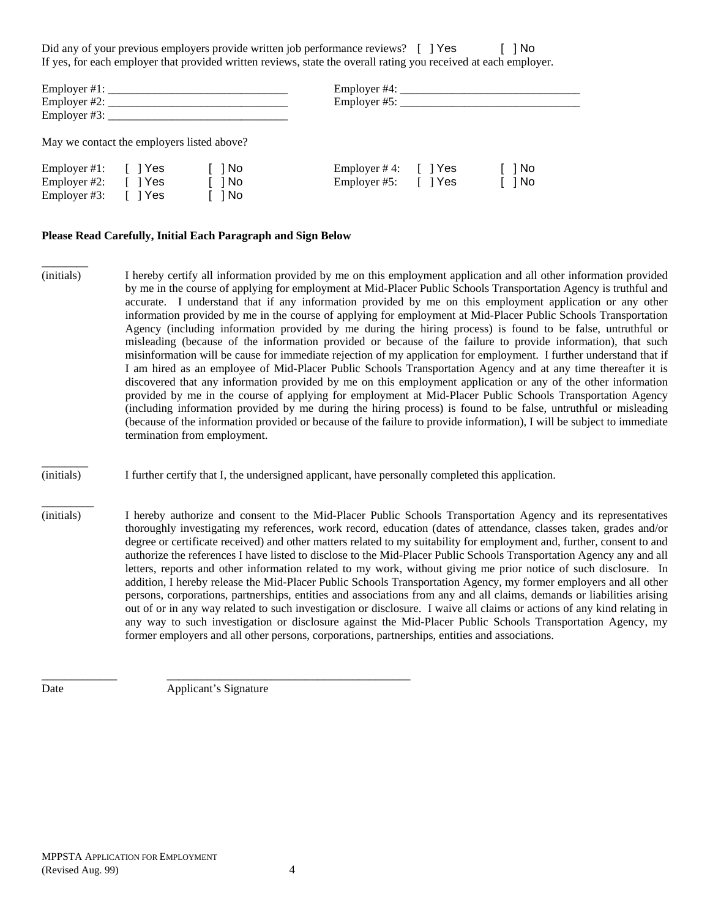Did any of your previous employers provide written job performance reviews? [ ] Yes [ ] No

If yes, for each employer that provided written reviews, state the overall rating you received at each employer.

Employer #1: _______________________________ Employer #4: _______________________________

Employer #2: _______________________________ Employer #5: _______________________________

Employer #3: _______________________________

May we contact the employers listed above?

| | | | | | |
|---|---|---|---|---|---|
| Employer #1: | [ ] Yes | [ ] No | Employer # 4: | [ ] Yes | [ ] No |
| Employer #2: | [ ] Yes | [ ] No | Employer #5: | [ ] Yes | [ ] No |
| Employer #3: | [ ] Yes | [ ] No | | | |

**Please Read Carefully, Initial Each Paragraph and Sign Below**

________
(initials) I hereby certify all information provided by me on this employment application and all other information provided by me in the course of applying for employment at Mid-Placer Public Schools Transportation Agency is truthful and accurate. I understand that if any information provided by me on this employment application or any other information provided by me in the course of applying for employment at Mid-Placer Public Schools Transportation Agency (including information provided by me during the hiring process) is found to be false, untruthful or misleading (because of the information provided or because of the failure to provide information), that such misinformation will be cause for immediate rejection of my application for employment. I further understand that if I am hired as an employee of Mid-Placer Public Schools Transportation Agency and at any time thereafter it is discovered that any information provided by me on this employment application or any of the other information provided by me in the course of applying for employment at Mid-Placer Public Schools Transportation Agency (including information provided by me during the hiring process) is found to be false, untruthful or misleading (because of the information provided or because of the failure to provide information), I will be subject to immediate termination from employment.

________
(initials) I further certify that I, the undersigned applicant, have personally completed this application.

_________
(initials) I hereby authorize and consent to the Mid-Placer Public Schools Transportation Agency and its representatives thoroughly investigating my references, work record, education (dates of attendance, classes taken, grades and/or degree or certificate received) and other matters related to my suitability for employment and, further, consent to and authorize the references I have listed to disclose to the Mid-Placer Public Schools Transportation Agency any and all letters, reports and other information related to my work, without giving me prior notice of such disclosure. In addition, I hereby release the Mid-Placer Public Schools Transportation Agency, my former employers and all other persons, corporations, partnerships, entities and associations from any and all claims, demands or liabilities arising out of or in any way related to such investigation or disclosure. I waive all claims or actions of any kind relating in any way to such investigation or disclosure against the Mid-Placer Public Schools Transportation Agency, my former employers and all other persons, corporations, partnerships, entities and associations.

_____________ ____________________________________________
Date Applicant's Signature

MPPSTA Application for Employment
(Revised Aug. 99)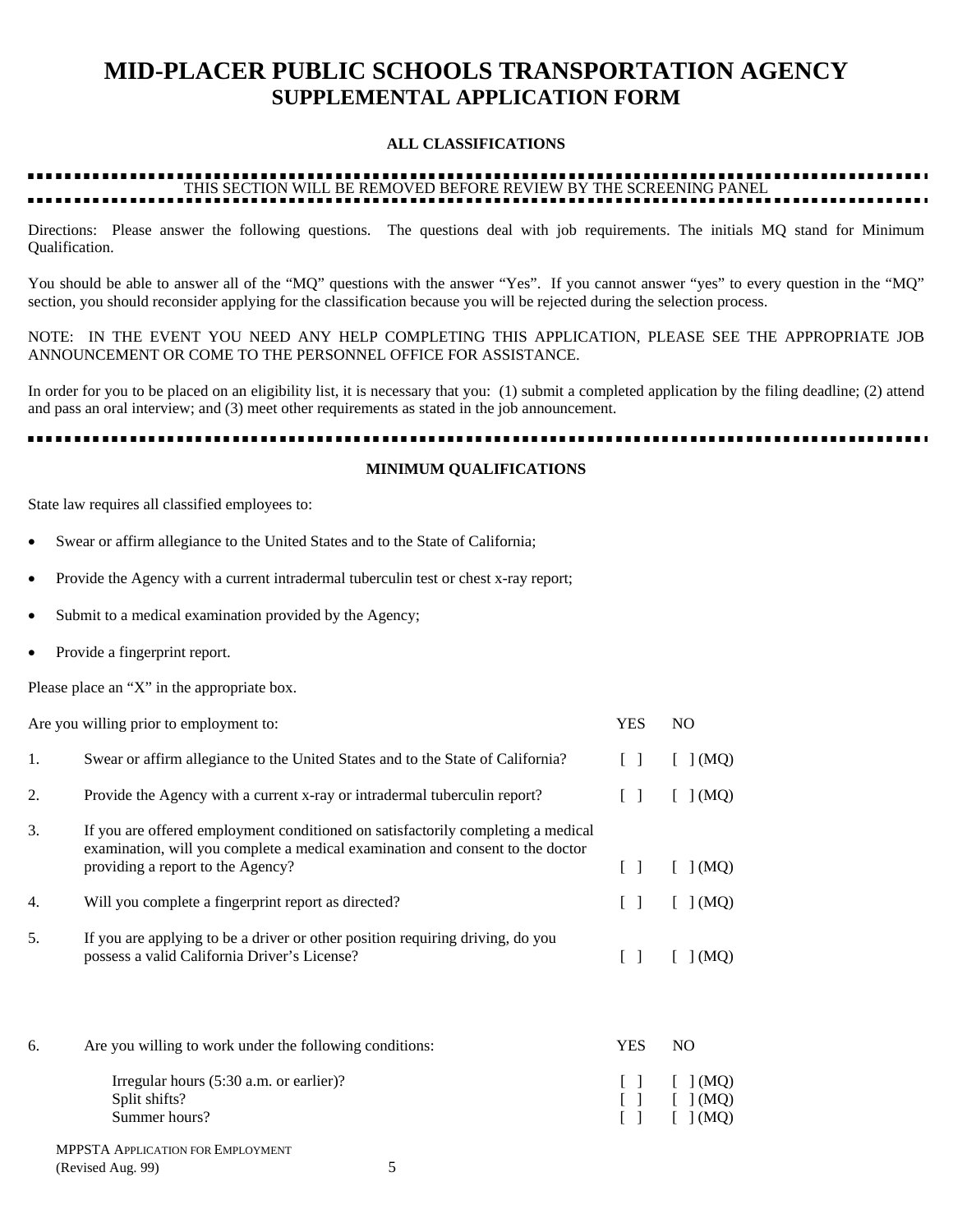# MID-PLACER PUBLIC SCHOOLS TRANSPORTATION AGENCY
## SUPPLEMENTAL APPLICATION FORM

**ALL CLASSIFICATIONS**

THIS SECTION WILL BE REMOVED BEFORE REVIEW BY THE SCREENING PANEL

Directions: Please answer the following questions. The questions deal with job requirements. The initials MQ stand for Minimum Qualification.

You should be able to answer all of the "MQ" questions with the answer "Yes". If you cannot answer "yes" to every question in the "MQ" section, you should reconsider applying for the classification because you will be rejected during the selection process.

NOTE: IN THE EVENT YOU NEED ANY HELP COMPLETING THIS APPLICATION, PLEASE SEE THE APPROPRIATE JOB ANNOUNCEMENT OR COME TO THE PERSONNEL OFFICE FOR ASSISTANCE.

In order for you to be placed on an eligibility list, it is necessary that you: (1) submit a completed application by the filing deadline; (2) attend and pass an oral interview; and (3) meet other requirements as stated in the job announcement.

**MINIMUM QUALIFICATIONS**

State law requires all classified employees to:

- Swear or affirm allegiance to the United States and to the State of California;
- Provide the Agency with a current intradermal tuberculin test or chest x-ray report;
- Submit to a medical examination provided by the Agency;
- Provide a fingerprint report.

Please place an "X" in the appropriate box.

| | Are you willing prior to employment to: | YES | NO |
|---|---|---|---|
| 1. | Swear or affirm allegiance to the United States and to the State of California? | [ ] | [ ] (MQ) |
| 2. | Provide the Agency with a current x-ray or intradermal tuberculin report? | [ ] | [ ] (MQ) |
| 3. | If you are offered employment conditioned on satisfactorily completing a medical examination, will you complete a medical examination and consent to the doctor providing a report to the Agency? | [ ] | [ ] (MQ) |
| 4. | Will you complete a fingerprint report as directed? | [ ] | [ ] (MQ) |
| 5. | If you are applying to be a driver or other position requiring driving, do you possess a valid California Driver's License? | [ ] | [ ] (MQ) |

| | | YES | NO |
|---|---|---|---|
| 6. | Are you willing to work under the following conditions: | | |
| | Irregular hours (5:30 a.m. or earlier)? | [ ] | [ ] (MQ) |
| | Split shifts? | [ ] | [ ] (MQ) |
| | Summer hours? | [ ] | [ ] (MQ) |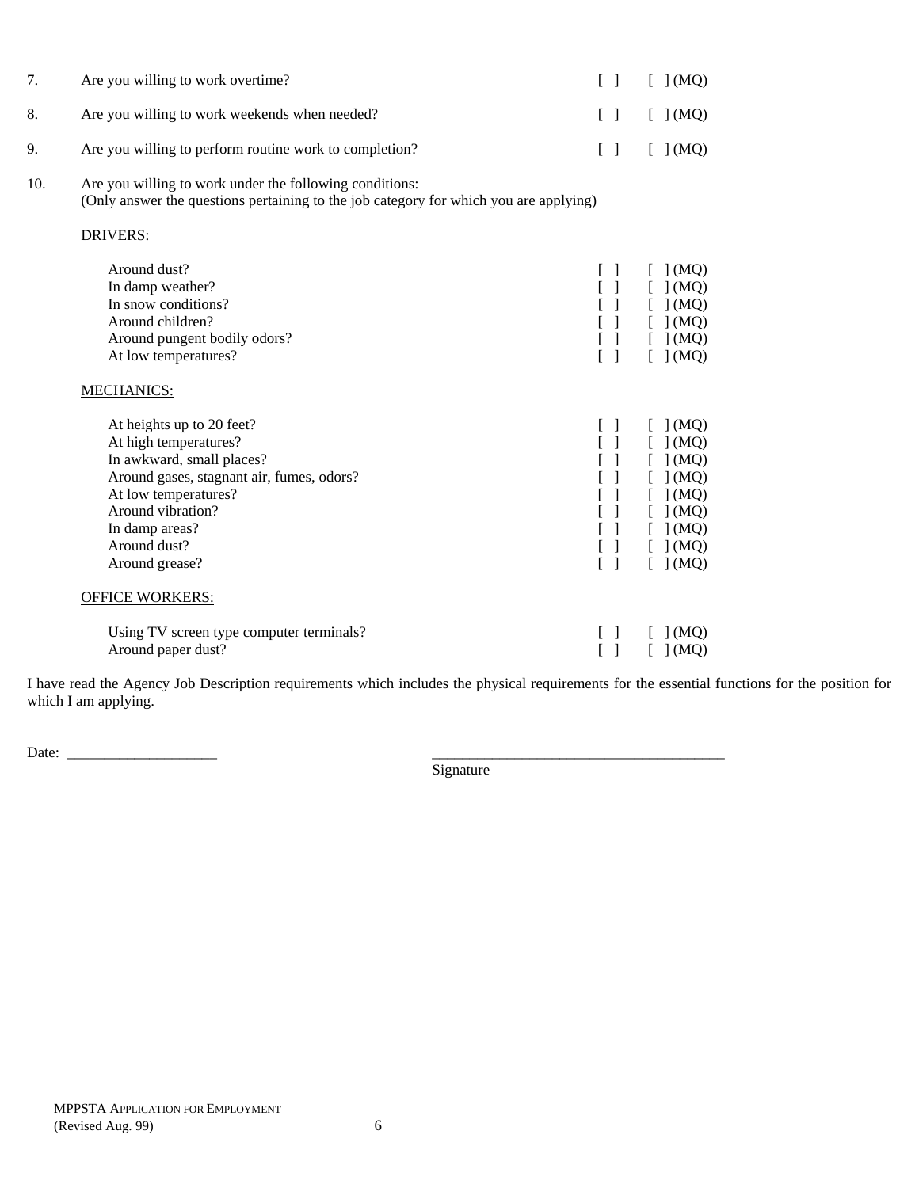7. Are you willing to work overtime? [ ] [ ] (MQ)

8. Are you willing to work weekends when needed? [ ] [ ] (MQ)

9. Are you willing to perform routine work to completion? [ ] [ ] (MQ)

10. Are you willing to work under the following conditions:
(Only answer the questions pertaining to the job category for which you are applying)

<u>DRIVERS:</u>

| | | |
|---|---|---|
| Around dust? | [ ] | [ ] (MQ) |
| In damp weather? | [ ] | [ ] (MQ) |
| In snow conditions? | [ ] | [ ] (MQ) |
| Around children? | [ ] | [ ] (MQ) |
| Around pungent bodily odors? | [ ] | [ ] (MQ) |
| At low temperatures? | [ ] | [ ] (MQ) |

<u>MECHANICS:</u>

| | | |
|---|---|---|
| At heights up to 20 feet? | [ ] | [ ] (MQ) |
| At high temperatures? | [ ] | [ ] (MQ) |
| In awkward, small places? | [ ] | [ ] (MQ) |
| Around gases, stagnant air, fumes, odors? | [ ] | [ ] (MQ) |
| At low temperatures? | [ ] | [ ] (MQ) |
| Around vibration? | [ ] | [ ] (MQ) |
| In damp areas? | [ ] | [ ] (MQ) |
| Around dust? | [ ] | [ ] (MQ) |
| Around grease? | [ ] | [ ] (MQ) |

<u>OFFICE WORKERS:</u>

| | | |
|---|---|---|
| Using TV screen type computer terminals? | [ ] | [ ] (MQ) |
| Around paper dust? | [ ] | [ ] (MQ) |

I have read the Agency Job Description requirements which includes the physical requirements for the essential functions for the position for which I am applying.

Date: ____________________ ________________________________________
Signature

MPPSTA APPLICATION FOR EMPLOYMENT
(Revised Aug. 99)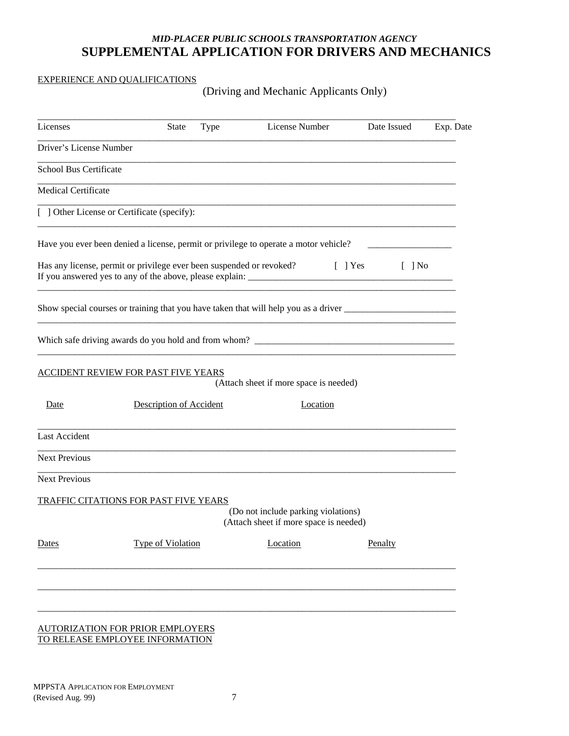*MID-PLACER PUBLIC SCHOOLS TRANSPORTATION AGENCY*

# SUPPLEMENTAL APPLICATION FOR DRIVERS AND MECHANICS

EXPERIENCE AND QUALIFICATIONS

(Driving and Mechanic Applicants Only)

| Licenses | State | Type | License Number | Date Issued | Exp. Date |
|---|---|---|---|---|---|
| Driver's License Number | | | | | |
| School Bus Certificate | | | | | |
| Medical Certificate | | | | | |
| [ ] Other License or Certificate (specify): | | | | | |

Have you ever been denied a license, permit or privilege to operate a motor vehicle? __________________

Has any license, permit or privilege ever been suspended or revoked? [ ] Yes [ ] No
If you answered yes to any of the above, please explain: ____________________________________________

_____________________________________________________________________________________

Show special courses or training that you have taken that will help you as a driver _______________________

_____________________________________________________________________________________

Which safe driving awards do you hold and from whom? ___________________________________________

_____________________________________________________________________________________

ACCIDENT REVIEW FOR PAST FIVE YEARS

(Attach sheet if more space is needed)

| Date | Description of Accident | Location |
|---|---|---|
| Last Accident | | |
| Next Previous | | |
| Next Previous | | |

TRAFFIC CITATIONS FOR PAST FIVE YEARS

(Do not include parking violations)
(Attach sheet if more space is needed)

| Dates | Type of Violation | Location | Penalty |
|---|---|---|---|
| | | | |
| | | | |
| | | | |

AUTORIZATION FOR PRIOR EMPLOYERS
TO RELEASE EMPLOYEE INFORMATION

MPPSTA APPLICATION FOR EMPLOYMENT
(Revised Aug. 99)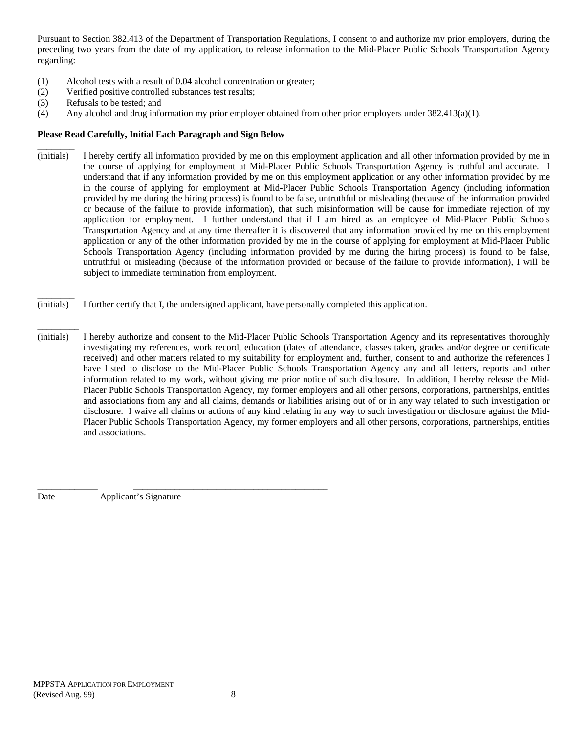Pursuant to Section 382.413 of the Department of Transportation Regulations, I consent to and authorize my prior employers, during the preceding two years from the date of my application, to release information to the Mid-Placer Public Schools Transportation Agency regarding:

(1) Alcohol tests with a result of 0.04 alcohol concentration or greater;
(2) Verified positive controlled substances test results;
(3) Refusals to be tested; and
(4) Any alcohol and drug information my prior employer obtained from other prior employers under 382.413(a)(1).

**Please Read Carefully, Initial Each Paragraph and Sign Below**

________
(initials) I hereby certify all information provided by me on this employment application and all other information provided by me in the course of applying for employment at Mid-Placer Public Schools Transportation Agency is truthful and accurate. I understand that if any information provided by me on this employment application or any other information provided by me in the course of applying for employment at Mid-Placer Public Schools Transportation Agency (including information provided by me during the hiring process) is found to be false, untruthful or misleading (because of the information provided or because of the failure to provide information), that such misinformation will be cause for immediate rejection of my application for employment. I further understand that if I am hired as an employee of Mid-Placer Public Schools Transportation Agency and at any time thereafter it is discovered that any information provided by me on this employment application or any of the other information provided by me in the course of applying for employment at Mid-Placer Public Schools Transportation Agency (including information provided by me during the hiring process) is found to be false, untruthful or misleading (because of the information provided or because of the failure to provide information), I will be subject to immediate termination from employment.

________
(initials) I further certify that I, the undersigned applicant, have personally completed this application.

_________
(initials) I hereby authorize and consent to the Mid-Placer Public Schools Transportation Agency and its representatives thoroughly investigating my references, work record, education (dates of attendance, classes taken, grades and/or degree or certificate received) and other matters related to my suitability for employment and, further, consent to and authorize the references I have listed to disclose to the Mid-Placer Public Schools Transportation Agency any and all letters, reports and other information related to my work, without giving me prior notice of such disclosure. In addition, I hereby release the Mid-Placer Public Schools Transportation Agency, my former employers and all other persons, corporations, partnerships, entities and associations from any and all claims, demands or liabilities arising out of or in any way related to such investigation or disclosure. I waive all claims or actions of any kind relating in any way to such investigation or disclosure against the Mid-Placer Public Schools Transportation Agency, my former employers and all other persons, corporations, partnerships, entities and associations.

_____________ __________________________________________
Date Applicant's Signature

MPPSTA Application for Employment
(Revised Aug. 99)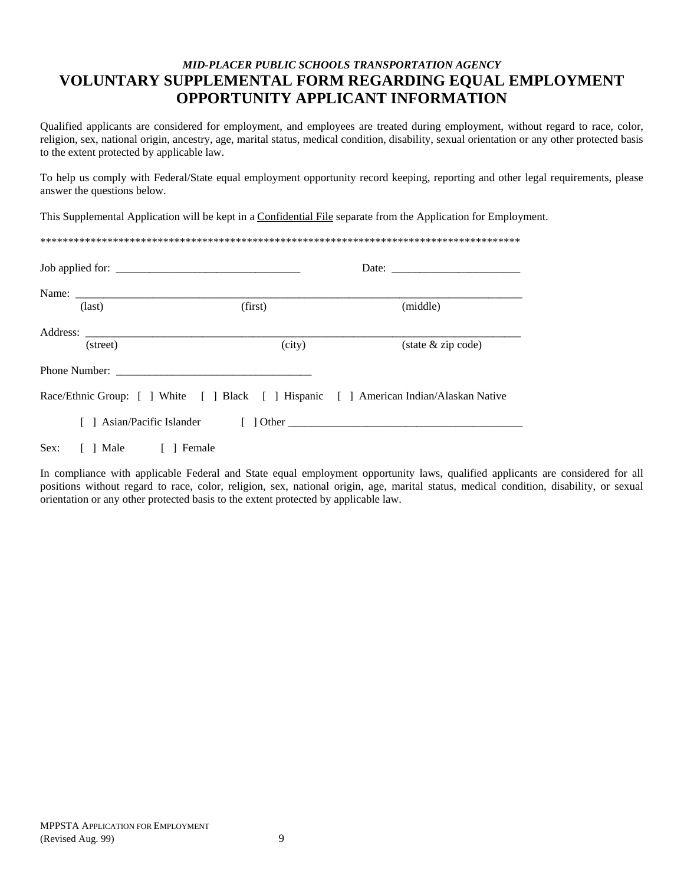*MID-PLACER PUBLIC SCHOOLS TRANSPORTATION AGENCY*

# VOLUNTARY SUPPLEMENTAL FORM REGARDING EQUAL EMPLOYMENT OPPORTUNITY APPLICANT INFORMATION

Qualified applicants are considered for employment, and employees are treated during employment, without regard to race, color, religion, sex, national origin, ancestry, age, marital status, medical condition, disability, sexual orientation or any other protected basis to the extent protected by applicable law.

To help us comply with Federal/State equal employment opportunity record keeping, reporting and other legal requirements, please answer the questions below.

This Supplemental Application will be kept in a Confidential File separate from the Application for Employment.

**************************************************************************************

Job applied for: _________________________________ Date: _______________________

Name: ___________________________________________________________________________
(last) (first) (middle)

Address: _________________________________________________________________________
(street) (city) (state & zip code)

Phone Number: ___________________________________

Race/Ethnic Group: [ ] White [ ] Black [ ] Hispanic [ ] American Indian/Alaskan Native

[ ] Asian/Pacific Islander [ ] Other ___________________________________________

Sex: [ ] Male [ ] Female

In compliance with applicable Federal and State equal employment opportunity laws, qualified applicants are considered for all positions without regard to race, color, religion, sex, national origin, age, marital status, medical condition, disability, or sexual orientation or any other protected basis to the extent protected by applicable law.

MPPSTA APPLICATION FOR EMPLOYMENT
(Revised Aug. 99)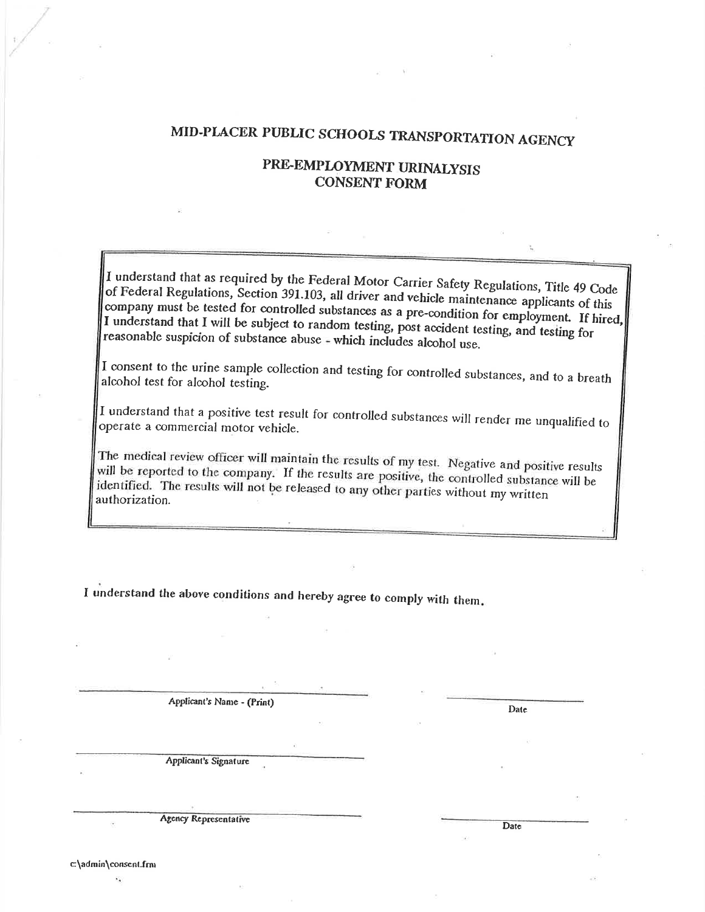# MID-PLACER PUBLIC SCHOOLS TRANSPORTATION AGENCY

## PRE-EMPLOYMENT URINALYSIS CONSENT FORM

I understand that as required by the Federal Motor Carrier Safety Regulations, Title 49 Code of Federal Regulations, Section 391.103, all driver and vehicle maintenance applicants of this company must be tested for controlled substances as a pre-condition for employment. If hired, I understand that I will be subject to random testing, post accident testing, and testing for reasonable suspicion of substance abuse - which includes alcohol use.

I consent to the urine sample collection and testing for controlled substances, and to a breath alcohol test for alcohol testing.

I understand that a positive test result for controlled substances will render me unqualified to operate a commercial motor vehicle.

The medical review officer will maintain the results of my test. Negative and positive results will be reported to the company. If the results are positive, the controlled substance will be identified. The results will not be released to any other parties without my written authorization.

**I understand the above conditions and hereby agree to comply with them.**

______________________________ Applicant's Name - (Print)　　　　______________ Date

______________________________ Applicant's Signature

______________________________ Agency Representative　　　　______________ Date

c:\admin\consent.frm